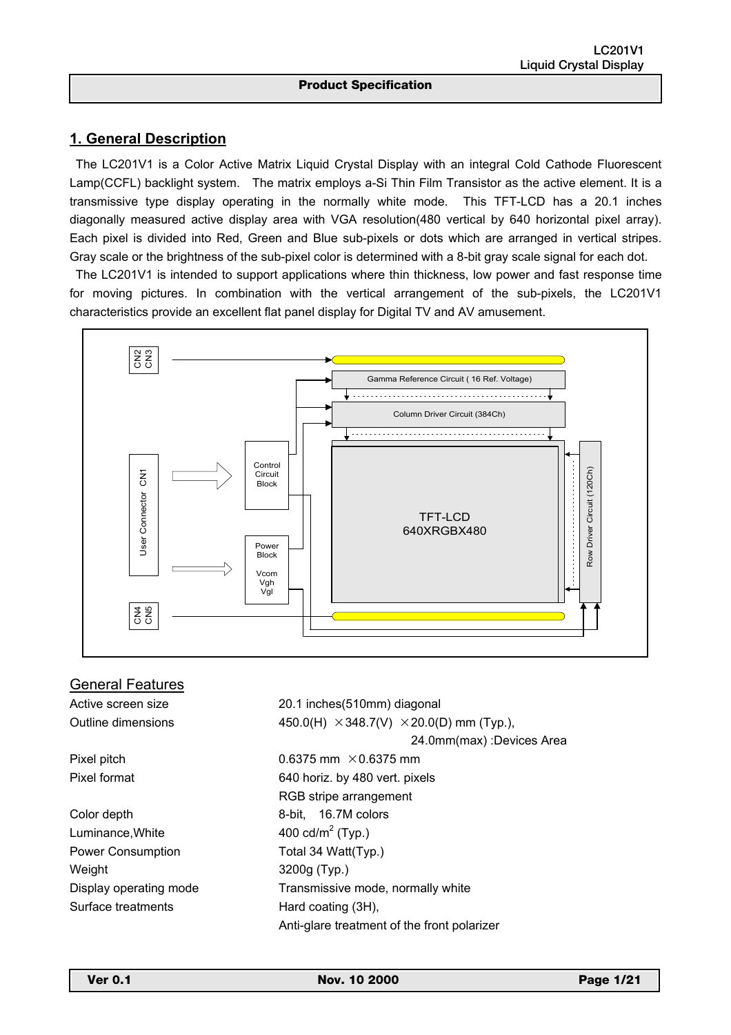## Product Specification

# 1. General Description

The LC201V1 is a Color Active Matrix Liquid Crystal Display with an integral Cold Cathode Fluorescent Lamp(CCFL) backlight system. The matrix employs a-Si Thin Film Transistor as the active element. It is a transmissive type display operating in the normally white mode. This TFT-LCD has a 20.1 inches diagonally measured active display area with VGA resolution(480 vertical by 640 horizontal pixel array). Each pixel is divided into Red, Green and Blue sub-pixels or dots which are arranged in vertical stripes. Gray scale or the brightness of the sub-pixel color is determined with a 8-bit gray scale signal for each dot.

The LC201V1 is intended to support applications where thin thickness, low power and fast response time for moving pictures. In combination with the vertical arrangement of the sub-pixels, the LC201V1 characteristics provide an excellent flat panel display for Digital TV and AV amusement.

## General Features

| | |
|---|---|
| Active screen size | 20.1 inches(510mm) diagonal |
| Outline dimensions | 450.0(H) × 348.7(V) × 20.0(D) mm (Typ.), 24.0mm(max) :Devices Area |
| Pixel pitch | 0.6375 mm × 0.6375 mm |
| Pixel format | 640 horiz. by 480 vert. pixels RGB stripe arrangement |
| Color depth | 8-bit, 16.7M colors |
| Luminance,White | 400 cd/m$^2$ (Typ.) |
| Power Consumption | Total 34 Watt(Typ.) |
| Weight | 3200g (Typ.) |
| Display operating mode | Transmissive mode, normally white |
| Surface treatments | Hard coating (3H), Anti-glare treatment of the front polarizer |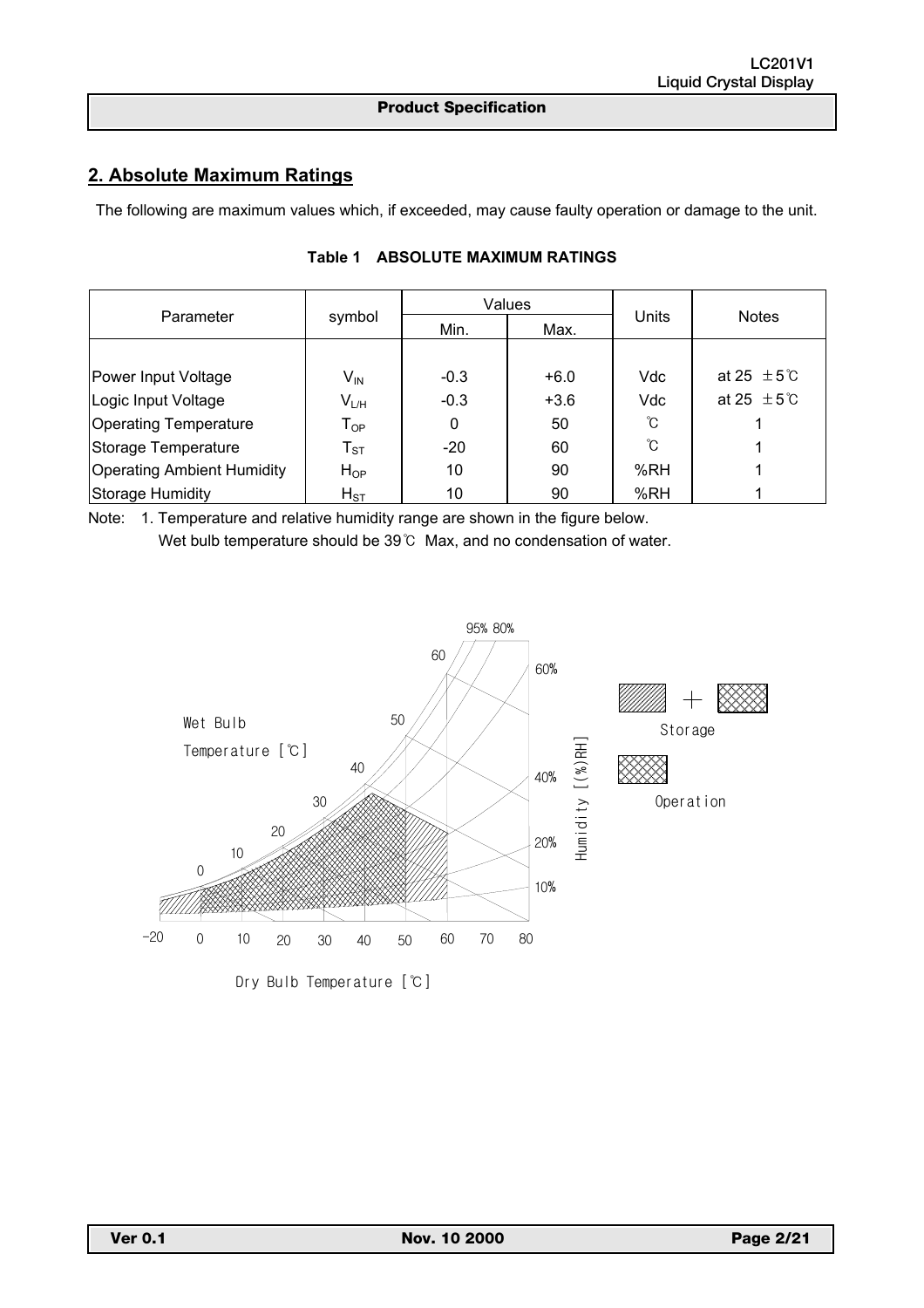## 2. Absolute Maximum Ratings

The following are maximum values which, if exceeded, may cause faulty operation or damage to the unit.

**Table 1 ABSOLUTE MAXIMUM RATINGS**

| Parameter | symbol | Values | | Units | Notes |
|---|---|---|---|---|---|
| | | Min. | Max. | | |
| Power Input Voltage | $V_{IN}$ | -0.3 | +6.0 | Vdc | at 25 ±5℃ |
| Logic Input Voltage | $V_{L/H}$ | -0.3 | +3.6 | Vdc | at 25 ±5℃ |
| Operating Temperature | $T_{OP}$ | 0 | 50 | ℃ | 1 |
| Storage Temperature | $T_{ST}$ | -20 | 60 | ℃ | 1 |
| Operating Ambient Humidity | $H_{OP}$ | 10 | 90 | %RH | 1 |
| Storage Humidity | $H_{ST}$ | 10 | 90 | %RH | 1 |

Note: 1. Temperature and relative humidity range are shown in the figure below.
Wet bulb temperature should be 39℃ Max, and no condensation of water.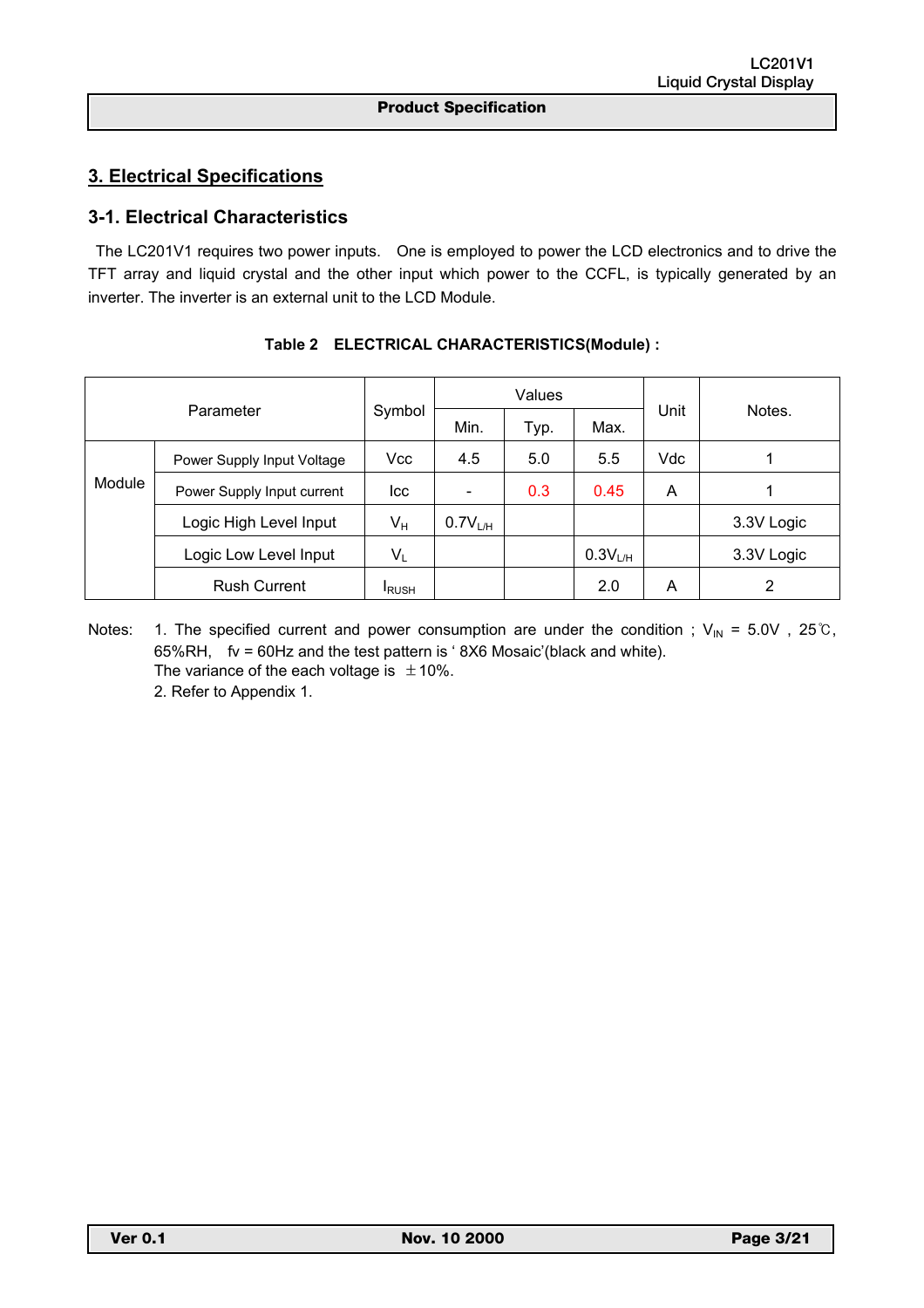## 3. Electrical Specifications

### 3-1. Electrical Characteristics

The LC201V1 requires two power inputs. One is employed to power the LCD electronics and to drive the TFT array and liquid crystal and the other input which power to the CCFL, is typically generated by an inverter. The inverter is an external unit to the LCD Module.

**Table 2 ELECTRICAL CHARACTERISTICS(Module) :**

| Parameter | | Symbol | Values | | | Unit | Notes. |
|---|---|---|---|---|---|---|---|
| | | | Min. | Typ. | Max. | | |
| Module | Power Supply Input Voltage | Vcc | 4.5 | 5.0 | 5.5 | Vdc | 1 |
| | Power Supply Input current | Icc | - | 0.3 | 0.45 | A | 1 |
| | Logic High Level Input | $V_H$ | $0.7V_{L/H}$ | | | | 3.3V Logic |
| | Logic Low Level Input | $V_L$ | | | $0.3V_{L/H}$ | | 3.3V Logic |
| | Rush Current | $I_{RUSH}$ | | | 2.0 | A | 2 |

Notes: 1. The specified current and power consumption are under the condition ; $V_{IN}$ = 5.0V , 25℃, 65%RH, fv = 60Hz and the test pattern is ' 8X6 Mosaic'(black and white).
The variance of the each voltage is ±10%.
2. Refer to Appendix 1.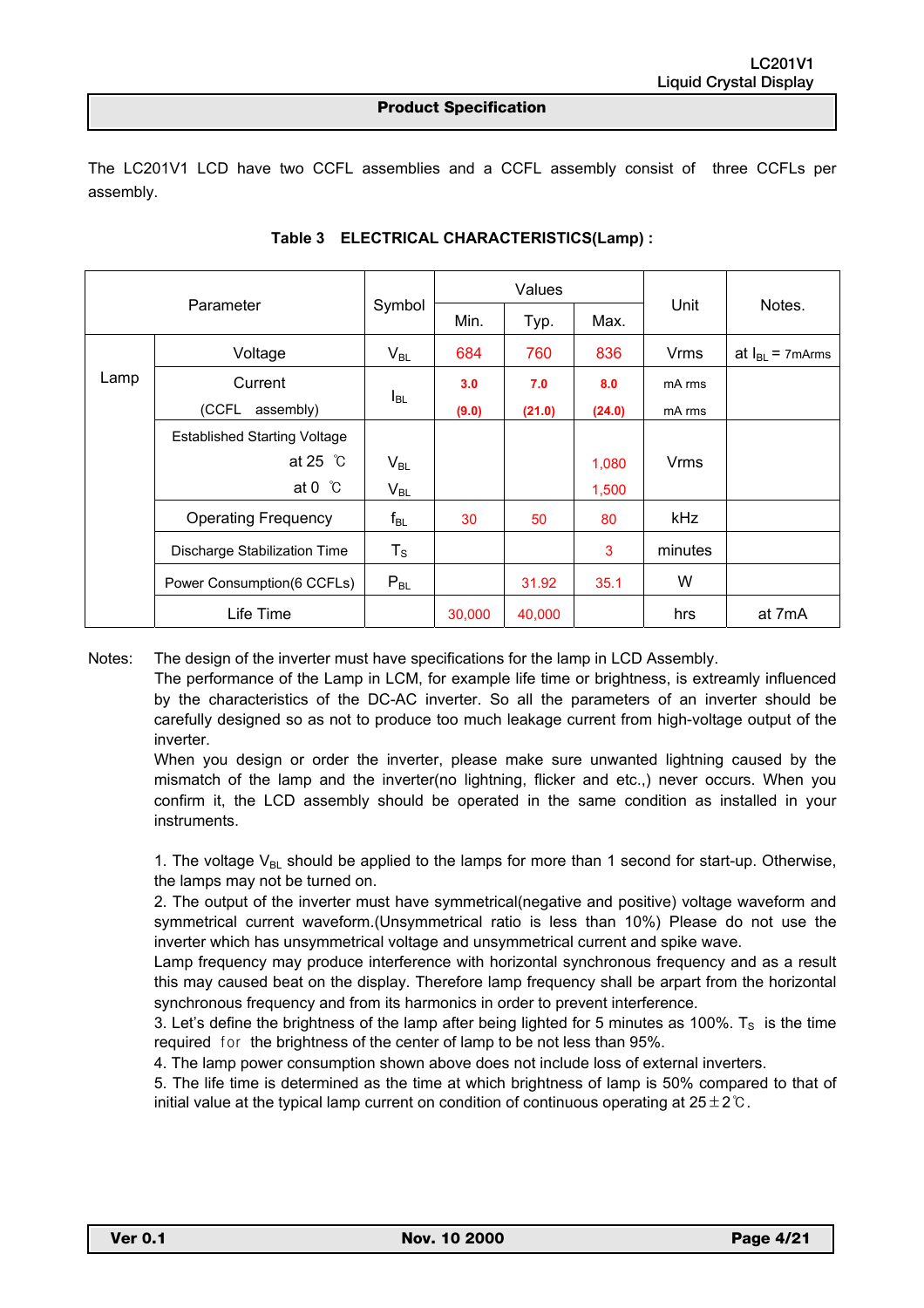The LC201V1 LCD have two CCFL assemblies and a CCFL assembly consist of three CCFLs per assembly.

**Table 3 ELECTRICAL CHARACTERISTICS(Lamp) :**

| Parameter | | Symbol | Values | | | Unit | Notes. |
|---|---|---|---|---|---|---|---|
| | | | Min. | Typ. | Max. | | |
| Lamp | Voltage | $V_{BL}$ | 684 | 760 | 836 | Vrms | at $I_{BL}$ = 7mArms |
| | Current (CCFL assembly) | $I_{BL}$ | 3.0 (9.0) | 7.0 (21.0) | 8.0 (24.0) | mA rms mA rms | |
| | Established Starting Voltage at 25 ℃ at 0 ℃ | $V_{BL}$ $V_{BL}$ | | | 1,080 1,500 | Vrms | |
| | Operating Frequency | $f_{BL}$ | 30 | 50 | 80 | kHz | |
| | Discharge Stabilization Time | $T_S$ | | | 3 | minutes | |
| | Power Consumption(6 CCFLs) | $P_{BL}$ | | 31.92 | 35.1 | W | |
| | Life Time | | 30,000 | 40,000 | | hrs | at 7mA |

Notes: The design of the inverter must have specifications for the lamp in LCD Assembly.
The performance of the Lamp in LCM, for example life time or brightness, is extreamly influenced by the characteristics of the DC-AC inverter. So all the parameters of an inverter should be carefully designed so as not to produce too much leakage current from high-voltage output of the inverter.
When you design or order the inverter, please make sure unwanted lightning caused by the mismatch of the lamp and the inverter(no lightning, flicker and etc.,) never occurs. When you confirm it, the LCD assembly should be operated in the same condition as installed in your instruments.

1. The voltage $V_{BL}$ should be applied to the lamps for more than 1 second for start-up. Otherwise, the lamps may not be turned on.
2. The output of the inverter must have symmetrical(negative and positive) voltage waveform and symmetrical current waveform.(Unsymmetrical ratio is less than 10%) Please do not use the inverter which has unsymmetrical voltage and unsymmetrical current and spike wave.
Lamp frequency may produce interference with horizontal synchronous frequency and as a result this may caused beat on the display. Therefore lamp frequency shall be apart from the horizontal synchronous frequency and from its harmonics in order to prevent interference.
3. Let's define the brightness of the lamp after being lighted for 5 minutes as 100%. $T_S$ is the time required for the brightness of the center of lamp to be not less than 95%.
4. The lamp power consumption shown above does not include loss of external inverters.
5. The life time is determined as the time at which brightness of lamp is 50% compared to that of initial value at the typical lamp current on condition of continuous operating at 25±2℃.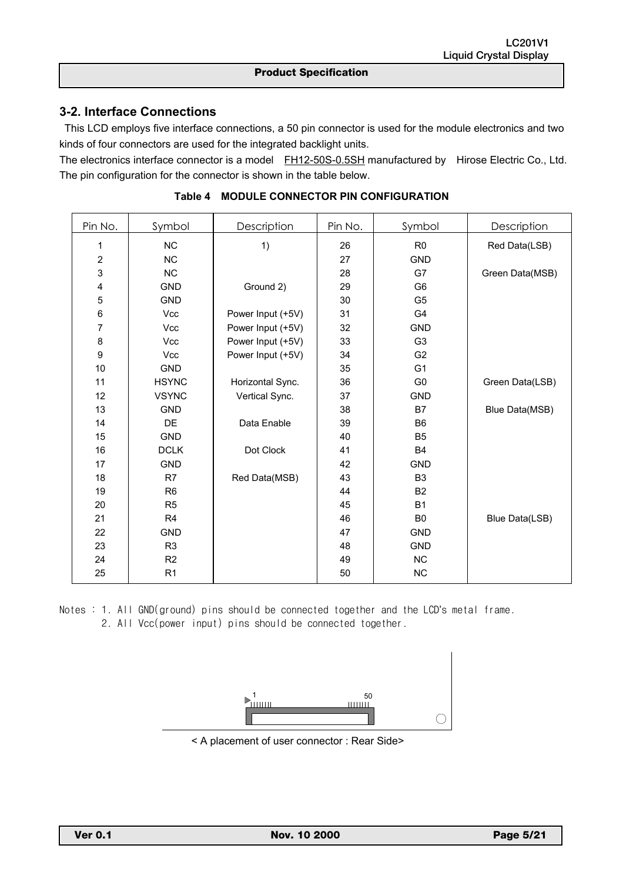## 3-2. Interface Connections

This LCD employs five interface connections, a 50 pin connector is used for the module electronics and two kinds of four connectors are used for the integrated backlight units.

The electronics interface connector is a model FH12-50S-0.5SH manufactured by Hirose Electric Co., Ltd. The pin configuration for the connector is shown in the table below.

**Table 4 MODULE CONNECTOR PIN CONFIGURATION**

| Pin No. | Symbol | Description | Pin No. | Symbol | Description |
|---|---|---|---|---|---|
| 1 | NC | 1) | 26 | R0 | Red Data(LSB) |
| 2 | NC | | 27 | GND | |
| 3 | NC | | 28 | G7 | Green Data(MSB) |
| 4 | GND | Ground 2) | 29 | G6 | |
| 5 | GND | | 30 | G5 | |
| 6 | Vcc | Power Input (+5V) | 31 | G4 | |
| 7 | Vcc | Power Input (+5V) | 32 | GND | |
| 8 | Vcc | Power Input (+5V) | 33 | G3 | |
| 9 | Vcc | Power Input (+5V) | 34 | G2 | |
| 10 | GND | | 35 | G1 | |
| 11 | HSYNC | Horizontal Sync. | 36 | G0 | Green Data(LSB) |
| 12 | VSYNC | Vertical Sync. | 37 | GND | |
| 13 | GND | | 38 | B7 | Blue Data(MSB) |
| 14 | DE | Data Enable | 39 | B6 | |
| 15 | GND | | 40 | B5 | |
| 16 | DCLK | Dot Clock | 41 | B4 | |
| 17 | GND | | 42 | GND | |
| 18 | R7 | Red Data(MSB) | 43 | B3 | |
| 19 | R6 | | 44 | B2 | |
| 20 | R5 | | 45 | B1 | |
| 21 | R4 | | 46 | B0 | Blue Data(LSB) |
| 22 | GND | | 47 | GND | |
| 23 | R3 | | 48 | GND | |
| 24 | R2 | | 49 | NC | |
| 25 | R1 | | 50 | NC | |

Notes : 1. All GND(ground) pins should be connected together and the LCD's metal frame.
2. All Vcc(power input) pins should be connected together.

1 50

< A placement of user connector : Rear Side>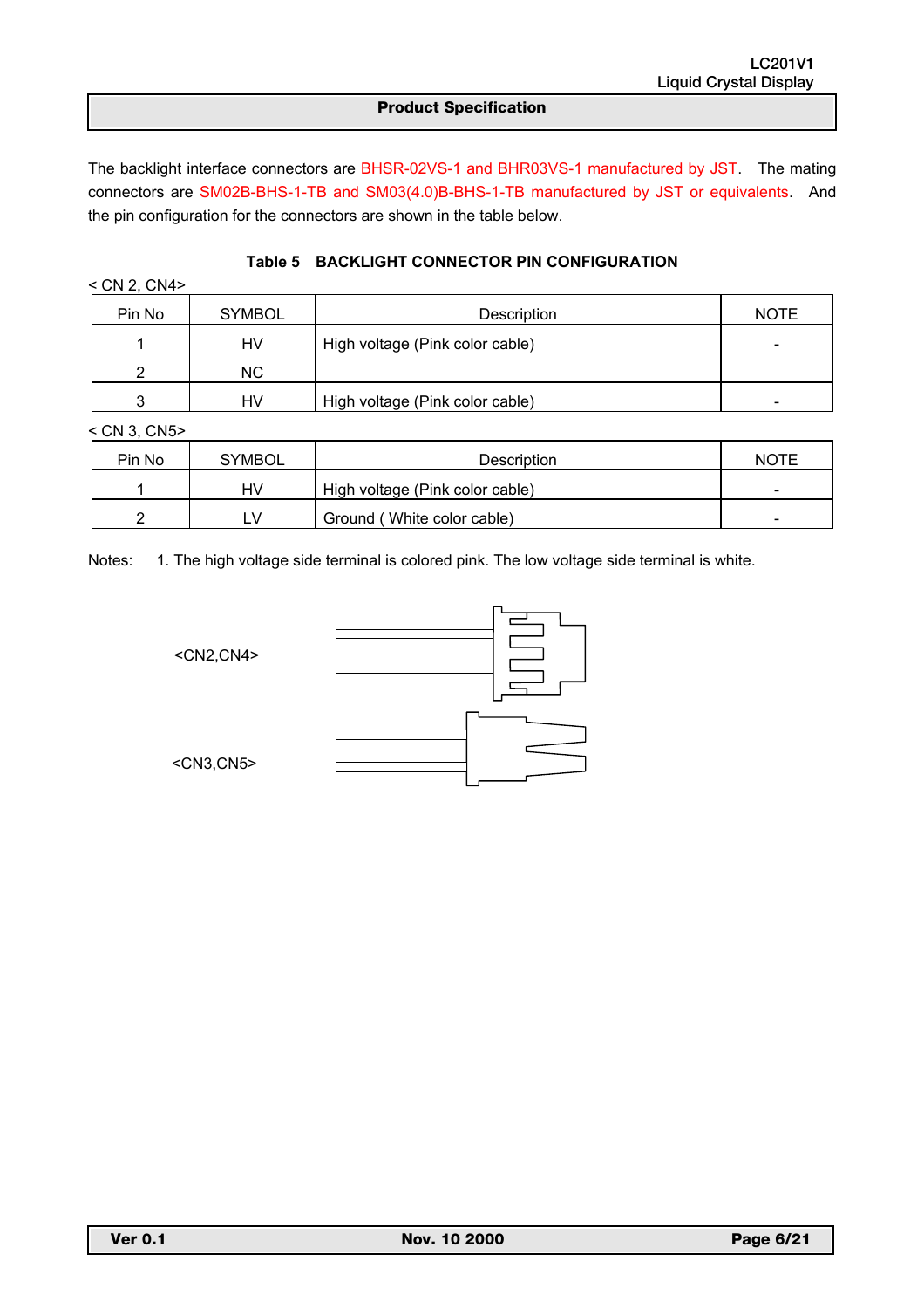## Product Specification

The backlight interface connectors are BHSR-02VS-1 and BHR03VS-1 manufactured by JST. The mating connectors are SM02B-BHS-1-TB and SM03(4.0)B-BHS-1-TB manufactured by JST or equivalents. And the pin configuration for the connectors are shown in the table below.

**Table 5 BACKLIGHT CONNECTOR PIN CONFIGURATION**

< CN 2, CN4>

| Pin No | SYMBOL | Description | NOTE |
|---|---|---|---|
| 1 | HV | High voltage (Pink color cable) | - |
| 2 | NC | | |
| 3 | HV | High voltage (Pink color cable) | - |

< CN 3, CN5>

| Pin No | SYMBOL | Description | NOTE |
|---|---|---|---|
| 1 | HV | High voltage (Pink color cable) | - |
| 2 | LV | Ground ( White color cable) | - |

Notes: 1. The high voltage side terminal is colored pink. The low voltage side terminal is white.

<CN2,CN4>

<CN3,CN5>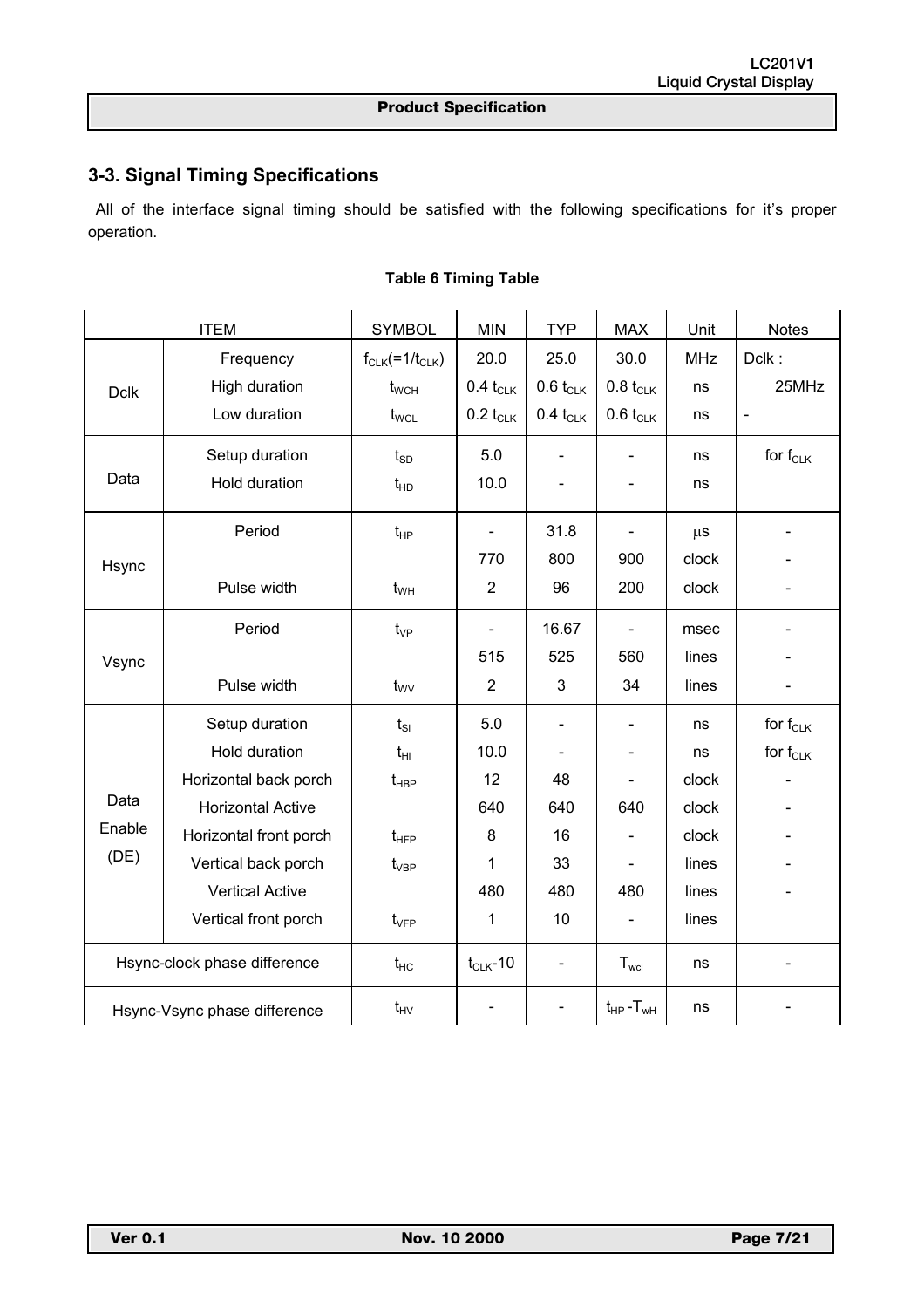## 3-3. Signal Timing Specifications

All of the interface signal timing should be satisfied with the following specifications for it's proper operation.

**Table 6 Timing Table**

| ITEM | | SYMBOL | MIN | TYP | MAX | Unit | Notes |
|---|---|---|---|---|---|---|---|
| Dclk | Frequency | $f_{CLK}(=1/t_{CLK})$ | 20.0 | 25.0 | 30.0 | MHz | Dclk : 25MHz |
| | High duration | $t_{WCH}$ | $0.4\ t_{CLK}$ | $0.6\ t_{CLK}$ | $0.8\ t_{CLK}$ | ns | |
| | Low duration | $t_{WCL}$ | $0.2\ t_{CLK}$ | $0.4\ t_{CLK}$ | $0.6\ t_{CLK}$ | ns | - |
| Data | Setup duration | $t_{SD}$ | 5.0 | - | - | ns | for $f_{CLK}$ |
| | Hold duration | $t_{HD}$ | 10.0 | - | - | ns | |
| Hsync | Period | $t_{HP}$ | - | 31.8 | - | μs | - |
| | | | 770 | 800 | 900 | clock | - |
| | Pulse width | $t_{WH}$ | 2 | 96 | 200 | clock | - |
| Vsync | Period | $t_{VP}$ | - | 16.67 | - | msec | - |
| | | | 515 | 525 | 560 | lines | - |
| | Pulse width | $t_{WV}$ | 2 | 3 | 34 | lines | - |
| Data Enable (DE) | Setup duration | $t_{SI}$ | 5.0 | - | - | ns | for $f_{CLK}$ |
| | Hold duration | $t_{HI}$ | 10.0 | - | - | ns | for $f_{CLK}$ |
| | Horizontal back porch | $t_{HBP}$ | 12 | 48 | - | clock | - |
| | Horizontal Active | | 640 | 640 | 640 | clock | - |
| | Horizontal front porch | $t_{HFP}$ | 8 | 16 | - | clock | - |
| | Vertical back porch | $t_{VBP}$ | 1 | 33 | - | lines | - |
| | Vertical Active | | 480 | 480 | 480 | lines | - |
| | Vertical front porch | $t_{VFP}$ | 1 | 10 | - | lines | |
| Hsync-clock phase difference | | $t_{HC}$ | $t_{CLK}$-10 | - | $T_{wcl}$ | ns | - |
| Hsync-Vsync phase difference | | $t_{HV}$ | - | - | $t_{HP}-T_{wH}$ | ns | - |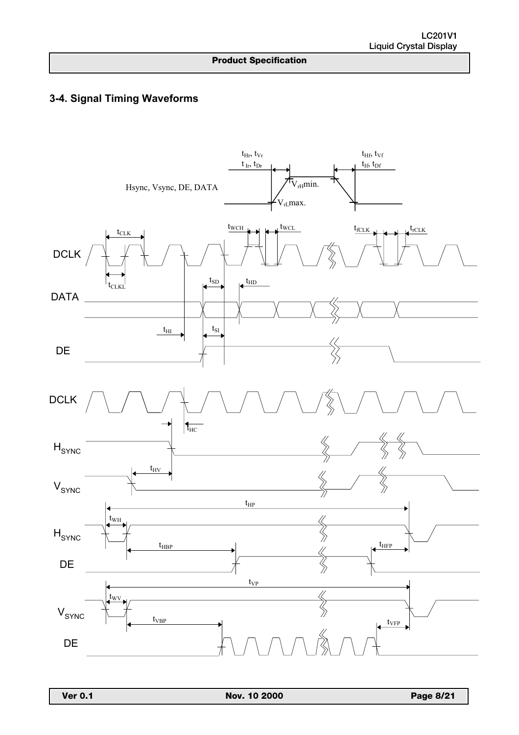## 3-4. Signal Timing Waveforms

Hsync, Vsync, DE, DATA

$t_{Hr}$, $t_{Vr}$
$t_{Ir}$, $t_{Dr}$

$V_{rH}$min.

$V_{rL}$max.

$t_{Hf}$, $t_{Vf}$
$t_{If}$, $t_{Df}$

DCLK

$t_{CLK}$

$t_{CLKL}$

$t_{WCH}$ $t_{WCL}$

$t_{fCLK}$ $t_{rCLK}$

DATA

$t_{SD}$ $t_{HD}$

$t_{HI}$ $t_{SI}$

DE

DCLK

$t_{HC}$

$H_{SYNC}$

$t_{HV}$

$V_{SYNC}$

$t_{HP}$

$t_{WH}$

$H_{SYNC}$

$t_{HBP}$ $t_{HFP}$

DE

$t_{VP}$

$t_{WV}$

$V_{SYNC}$

$t_{VBP}$ $t_{VFP}$

DE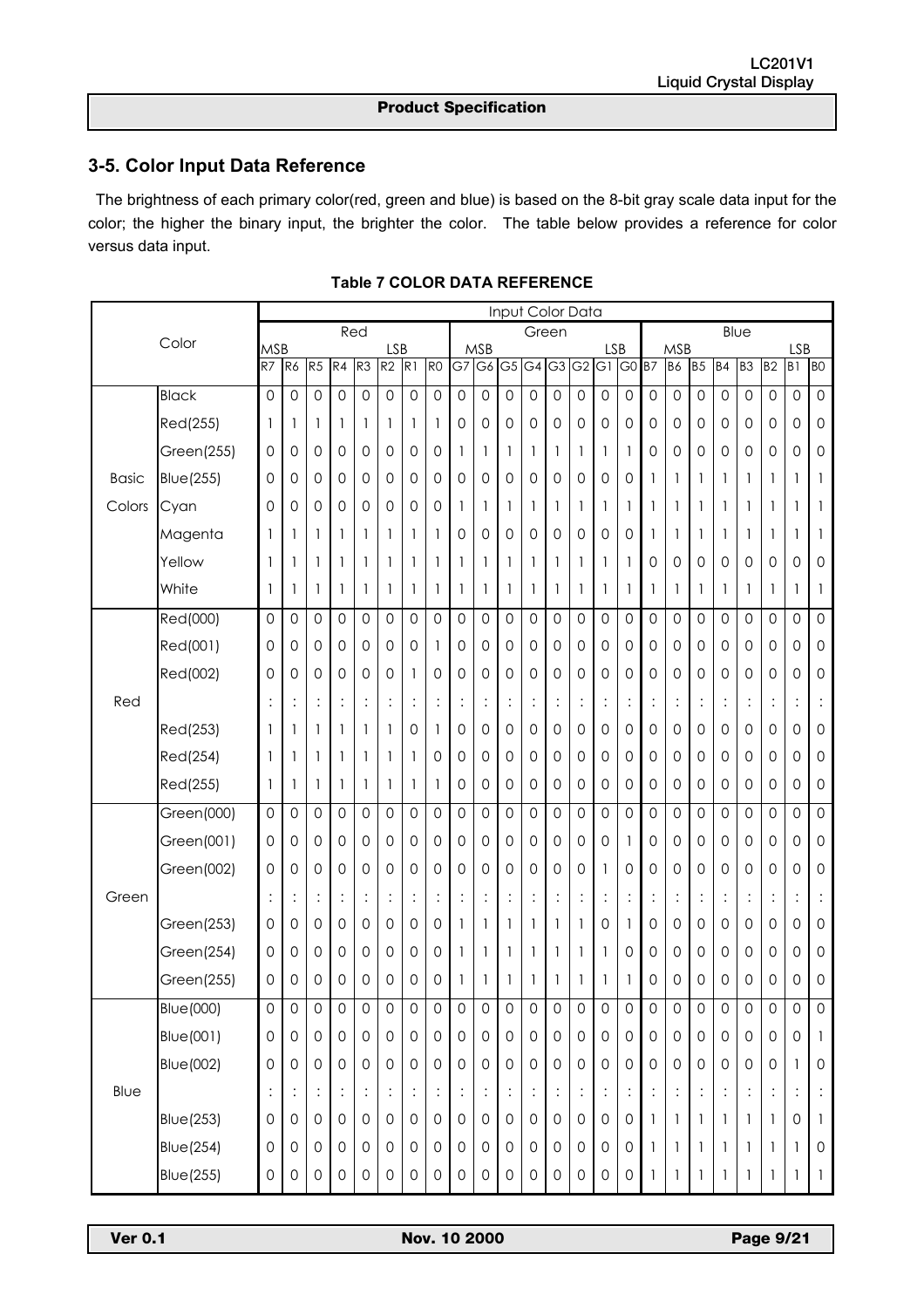## 3-5. Color Input Data Reference

The brightness of each primary color(red, green and blue) is based on the 8-bit gray scale data input for the color; the higher the binary input, the brighter the color. The table below provides a reference for color versus data input.

**Table 7 COLOR DATA REFERENCE**

| | Color | Input Color Data | | | | | | | | | | | | | | | | | | | | | | | |
|---|---|---|---|---|---|---|---|---|---|---|---|---|---|---|---|---|---|---|---|---|---|---|---|---|---|
| | | Red | | | | | | | | Green | | | | | | | | Blue | | | | | | | |
| | | MSB | | | | | | LSB | | MSB | | | | | | LSB | | MSB | | | | | | LSB | |
| | | R7 | R6 | R5 | R4 | R3 | R2 | R1 | R0 | G7 | G6 | G5 | G4 | G3 | G2 | G1 | G0 | B7 | B6 | B5 | B4 | B3 | B2 | B1 | B0 |
| Basic Colors | Black | 0 | 0 | 0 | 0 | 0 | 0 | 0 | 0 | 0 | 0 | 0 | 0 | 0 | 0 | 0 | 0 | 0 | 0 | 0 | 0 | 0 | 0 | 0 | 0 |
| | Red(255) | 1 | 1 | 1 | 1 | 1 | 1 | 1 | 1 | 0 | 0 | 0 | 0 | 0 | 0 | 0 | 0 | 0 | 0 | 0 | 0 | 0 | 0 | 0 | 0 |
| | Green(255) | 0 | 0 | 0 | 0 | 0 | 0 | 0 | 0 | 1 | 1 | 1 | 1 | 1 | 1 | 1 | 1 | 0 | 0 | 0 | 0 | 0 | 0 | 0 | 0 |
| | Blue(255) | 0 | 0 | 0 | 0 | 0 | 0 | 0 | 0 | 0 | 0 | 0 | 0 | 0 | 0 | 0 | 0 | 1 | 1 | 1 | 1 | 1 | 1 | 1 | 1 |
| | Cyan | 0 | 0 | 0 | 0 | 0 | 0 | 0 | 0 | 1 | 1 | 1 | 1 | 1 | 1 | 1 | 1 | 1 | 1 | 1 | 1 | 1 | 1 | 1 | 1 |
| | Magenta | 1 | 1 | 1 | 1 | 1 | 1 | 1 | 1 | 0 | 0 | 0 | 0 | 0 | 0 | 0 | 0 | 1 | 1 | 1 | 1 | 1 | 1 | 1 | 1 |
| | Yellow | 1 | 1 | 1 | 1 | 1 | 1 | 1 | 1 | 1 | 1 | 1 | 1 | 1 | 1 | 1 | 1 | 0 | 0 | 0 | 0 | 0 | 0 | 0 | 0 |
| | White | 1 | 1 | 1 | 1 | 1 | 1 | 1 | 1 | 1 | 1 | 1 | 1 | 1 | 1 | 1 | 1 | 1 | 1 | 1 | 1 | 1 | 1 | 1 | 1 |
| Red | Red(000) | 0 | 0 | 0 | 0 | 0 | 0 | 0 | 0 | 0 | 0 | 0 | 0 | 0 | 0 | 0 | 0 | 0 | 0 | 0 | 0 | 0 | 0 | 0 | 0 |
| | Red(001) | 0 | 0 | 0 | 0 | 0 | 0 | 0 | 1 | 0 | 0 | 0 | 0 | 0 | 0 | 0 | 0 | 0 | 0 | 0 | 0 | 0 | 0 | 0 | 0 |
| | Red(002) | 0 | 0 | 0 | 0 | 0 | 0 | 1 | 0 | 0 | 0 | 0 | 0 | 0 | 0 | 0 | 0 | 0 | 0 | 0 | 0 | 0 | 0 | 0 | 0 |
| | | : | : | : | : | : | : | : | : | : | : | : | : | : | : | : | : | : | : | : | : | : | : | : | : |
| | Red(253) | 1 | 1 | 1 | 1 | 1 | 1 | 0 | 1 | 0 | 0 | 0 | 0 | 0 | 0 | 0 | 0 | 0 | 0 | 0 | 0 | 0 | 0 | 0 | 0 |
| | Red(254) | 1 | 1 | 1 | 1 | 1 | 1 | 1 | 0 | 0 | 0 | 0 | 0 | 0 | 0 | 0 | 0 | 0 | 0 | 0 | 0 | 0 | 0 | 0 | 0 |
| | Red(255) | 1 | 1 | 1 | 1 | 1 | 1 | 1 | 1 | 0 | 0 | 0 | 0 | 0 | 0 | 0 | 0 | 0 | 0 | 0 | 0 | 0 | 0 | 0 | 0 |
| Green | Green(000) | 0 | 0 | 0 | 0 | 0 | 0 | 0 | 0 | 0 | 0 | 0 | 0 | 0 | 0 | 0 | 0 | 0 | 0 | 0 | 0 | 0 | 0 | 0 | 0 |
| | Green(001) | 0 | 0 | 0 | 0 | 0 | 0 | 0 | 0 | 0 | 0 | 0 | 0 | 0 | 0 | 0 | 1 | 0 | 0 | 0 | 0 | 0 | 0 | 0 | 0 |
| | Green(002) | 0 | 0 | 0 | 0 | 0 | 0 | 0 | 0 | 0 | 0 | 0 | 0 | 0 | 0 | 1 | 0 | 0 | 0 | 0 | 0 | 0 | 0 | 0 | 0 |
| | | : | : | : | : | : | : | : | : | : | : | : | : | : | : | : | : | : | : | : | : | : | : | : | : |
| | Green(253) | 0 | 0 | 0 | 0 | 0 | 0 | 0 | 0 | 1 | 1 | 1 | 1 | 1 | 1 | 0 | 1 | 0 | 0 | 0 | 0 | 0 | 0 | 0 | 0 |
| | Green(254) | 0 | 0 | 0 | 0 | 0 | 0 | 0 | 0 | 1 | 1 | 1 | 1 | 1 | 1 | 1 | 0 | 0 | 0 | 0 | 0 | 0 | 0 | 0 | 0 |
| | Green(255) | 0 | 0 | 0 | 0 | 0 | 0 | 0 | 0 | 1 | 1 | 1 | 1 | 1 | 1 | 1 | 1 | 0 | 0 | 0 | 0 | 0 | 0 | 0 | 0 |
| Blue | Blue(000) | 0 | 0 | 0 | 0 | 0 | 0 | 0 | 0 | 0 | 0 | 0 | 0 | 0 | 0 | 0 | 0 | 0 | 0 | 0 | 0 | 0 | 0 | 0 | 0 |
| | Blue(001) | 0 | 0 | 0 | 0 | 0 | 0 | 0 | 0 | 0 | 0 | 0 | 0 | 0 | 0 | 0 | 0 | 0 | 0 | 0 | 0 | 0 | 0 | 0 | 1 |
| | Blue(002) | 0 | 0 | 0 | 0 | 0 | 0 | 0 | 0 | 0 | 0 | 0 | 0 | 0 | 0 | 0 | 0 | 0 | 0 | 0 | 0 | 0 | 0 | 1 | 0 |
| | | : | : | : | : | : | : | : | : | : | : | : | : | : | : | : | : | : | : | : | : | : | : | : | : |
| | Blue(253) | 0 | 0 | 0 | 0 | 0 | 0 | 0 | 0 | 0 | 0 | 0 | 0 | 0 | 0 | 0 | 0 | 1 | 1 | 1 | 1 | 1 | 1 | 0 | 1 |
| | Blue(254) | 0 | 0 | 0 | 0 | 0 | 0 | 0 | 0 | 0 | 0 | 0 | 0 | 0 | 0 | 0 | 0 | 1 | 1 | 1 | 1 | 1 | 1 | 1 | 0 |
| | Blue(255) | 0 | 0 | 0 | 0 | 0 | 0 | 0 | 0 | 0 | 0 | 0 | 0 | 0 | 0 | 0 | 0 | 1 | 1 | 1 | 1 | 1 | 1 | 1 | 1 |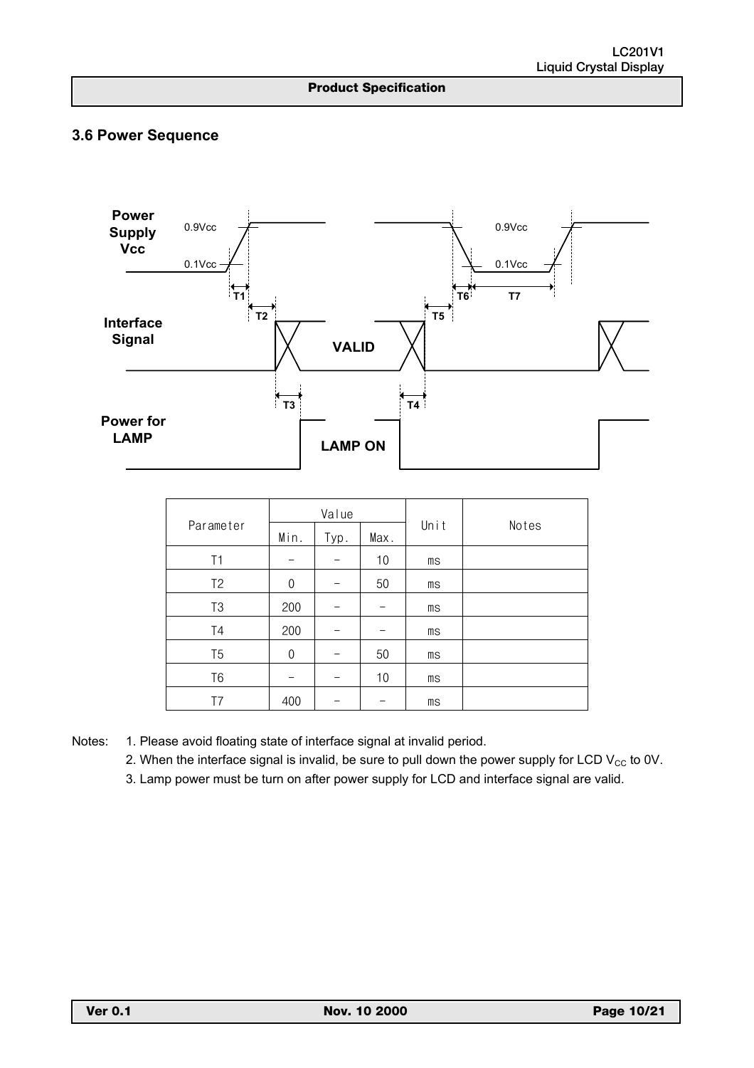### 3.6 Power Sequence

| Parameter | Value | | | Unit | Notes |
|---|---|---|---|---|---|
| | Min. | Typ. | Max. | | |
| T1 | - | - | 10 | ms | |
| T2 | 0 | - | 50 | ms | |
| T3 | 200 | - | - | ms | |
| T4 | 200 | - | - | ms | |
| T5 | 0 | - | 50 | ms | |
| T6 | - | - | 10 | ms | |
| T7 | 400 | - | - | ms | |

Notes: 1. Please avoid floating state of interface signal at invalid period.

2. When the interface signal is invalid, be sure to pull down the power supply for LCD $V_{CC}$ to 0V.

3. Lamp power must be turn on after power supply for LCD and interface signal are valid.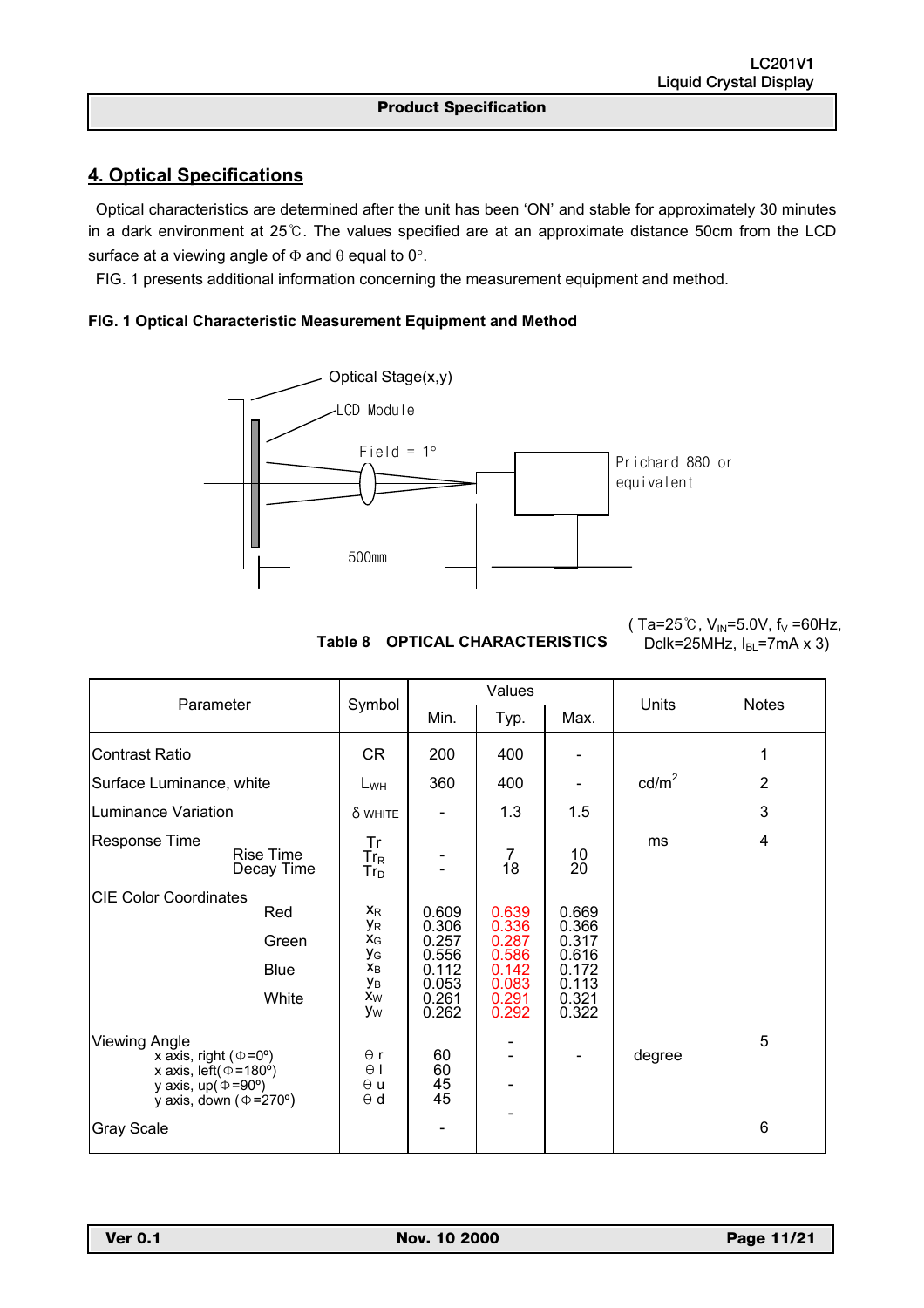## 4. Optical Specifications

Optical characteristics are determined after the unit has been 'ON' and stable for approximately 30 minutes in a dark environment at 25℃. The values specified are at an approximate distance 50cm from the LCD surface at a viewing angle of Φ and θ equal to 0°.

FIG. 1 presents additional information concerning the measurement equipment and method.

**FIG. 1 Optical Characteristic Measurement Equipment and Method**

Optical Stage(x,y)

LCD Module

Field = 1°

Prichard 880 or equivalent

500mm

**Table 8 OPTICAL CHARACTERISTICS**

( Ta=25℃, $V_{IN}$=5.0V, $f_V$ =60Hz, Dclk=25MHz, $I_{BL}$=7mA x 3)

| Parameter | Symbol | Values | | | Units | Notes |
|---|---|---|---|---|---|---|
| | | Min. | Typ. | Max. | | |
| Contrast Ratio | CR | 200 | 400 | - | | 1 |
| Surface Luminance, white | $L_{WH}$ | 360 | 400 | - | cd/m² | 2 |
| Luminance Variation | δ WHITE | - | 1.3 | 1.5 | | 3 |
| Response Time | Tr | | | | ms | 4 |
| Rise Time | $Tr_R$ | - | 7 | 10 | | |
| Decay Time | $Tr_D$ | - | 18 | 20 | | |
| CIE Color Coordinates | | | | | | |
| Red | $x_R$ | 0.609 | 0.639 | 0.669 | | |
| | $y_R$ | 0.306 | 0.336 | 0.366 | | |
| Green | $x_G$ | 0.257 | 0.287 | 0.317 | | |
| | $y_G$ | 0.556 | 0.586 | 0.616 | | |
| Blue | $x_B$ | 0.112 | 0.142 | 0.172 | | |
| | $y_B$ | 0.053 | 0.083 | 0.113 | | |
| White | $x_W$ | 0.261 | 0.291 | 0.321 | | |
| | $y_W$ | 0.262 | 0.292 | 0.322 | | |
| Viewing Angle | | | | | degree | 5 |
| x axis, right (Φ=0°) | θ r | 60 | - | - | | |
| x axis, left(Φ=180°) | θ l | 60 | - | | | |
| y axis, up(Φ=90°) | θ u | 45 | - | | | |
| y axis, down (Φ=270°) | θ d | 45 | - | | | |
| Gray Scale | | - | | | | 6 |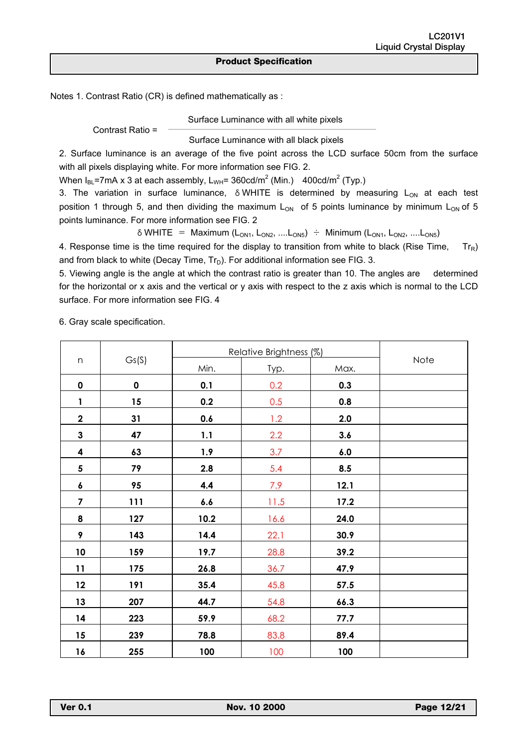Notes 1. Contrast Ratio (CR) is defined mathematically as :

$$\text{Contrast Ratio} = \frac{\text{Surface Luminance with all white pixels}}{\text{Surface Luminance with all black pixels}}$$

2. Surface luminance is an average of the five point across the LCD surface 50cm from the surface with all pixels displaying white. For more information see FIG. 2.

When $I_{BL}$=7mA x 3 at each assembly, $L_{WH}$= 360cd/m$^2$ (Min.)  400cd/m$^2$ (Typ.)

3. The variation in surface luminance, δWHITE is determined by measuring $L_{ON}$ at each test position 1 through 5, and then dividing the maximum $L_{ON}$ of 5 points luminance by minimum $L_{ON}$ of 5 points luminance. For more information see FIG. 2

$$\delta\text{WHITE} = \text{Maximum}(L_{ON1}, L_{ON2}, \ldots L_{ON5}) \div \text{Minimum}(L_{ON1}, L_{ON2}, \ldots L_{ON5})$$

4. Response time is the time required for the display to transition from white to black (Rise Time, $Tr_R$) and from black to white (Decay Time, $Tr_D$). For additional information see FIG. 3.

5. Viewing angle is the angle at which the contrast ratio is greater than 10. The angles are determined for the horizontal or x axis and the vertical or y axis with respect to the z axis which is normal to the LCD surface. For more information see FIG. 4

6. Gray scale specification.

| n | Gs(S) | Relative Brightness (%) | | | Note |
|---|---|---|---|---|---|
| | | Min. | Typ. | Max. | |
| **0** | **0** | **0.1** | 0.2 | **0.3** | |
| **1** | **15** | **0.2** | 0.5 | **0.8** | |
| **2** | **31** | **0.6** | 1.2 | **2.0** | |
| **3** | **47** | **1.1** | 2.2 | **3.6** | |
| **4** | **63** | **1.9** | 3.7 | **6.0** | |
| **5** | **79** | **2.8** | 5.4 | **8.5** | |
| **6** | **95** | **4.4** | 7.9 | **12.1** | |
| **7** | **111** | **6.6** | 11.5 | **17.2** | |
| **8** | **127** | **10.2** | 16.6 | **24.0** | |
| **9** | **143** | **14.4** | 22.1 | **30.9** | |
| **10** | **159** | **19.7** | 28.8 | **39.2** | |
| **11** | **175** | **26.8** | 36.7 | **47.9** | |
| **12** | **191** | **35.4** | 45.8 | **57.5** | |
| **13** | **207** | **44.7** | 54.8 | **66.3** | |
| **14** | **223** | **59.9** | 68.2 | **77.7** | |
| **15** | **239** | **78.8** | 83.8 | **89.4** | |
| **16** | **255** | **100** | 100 | **100** | |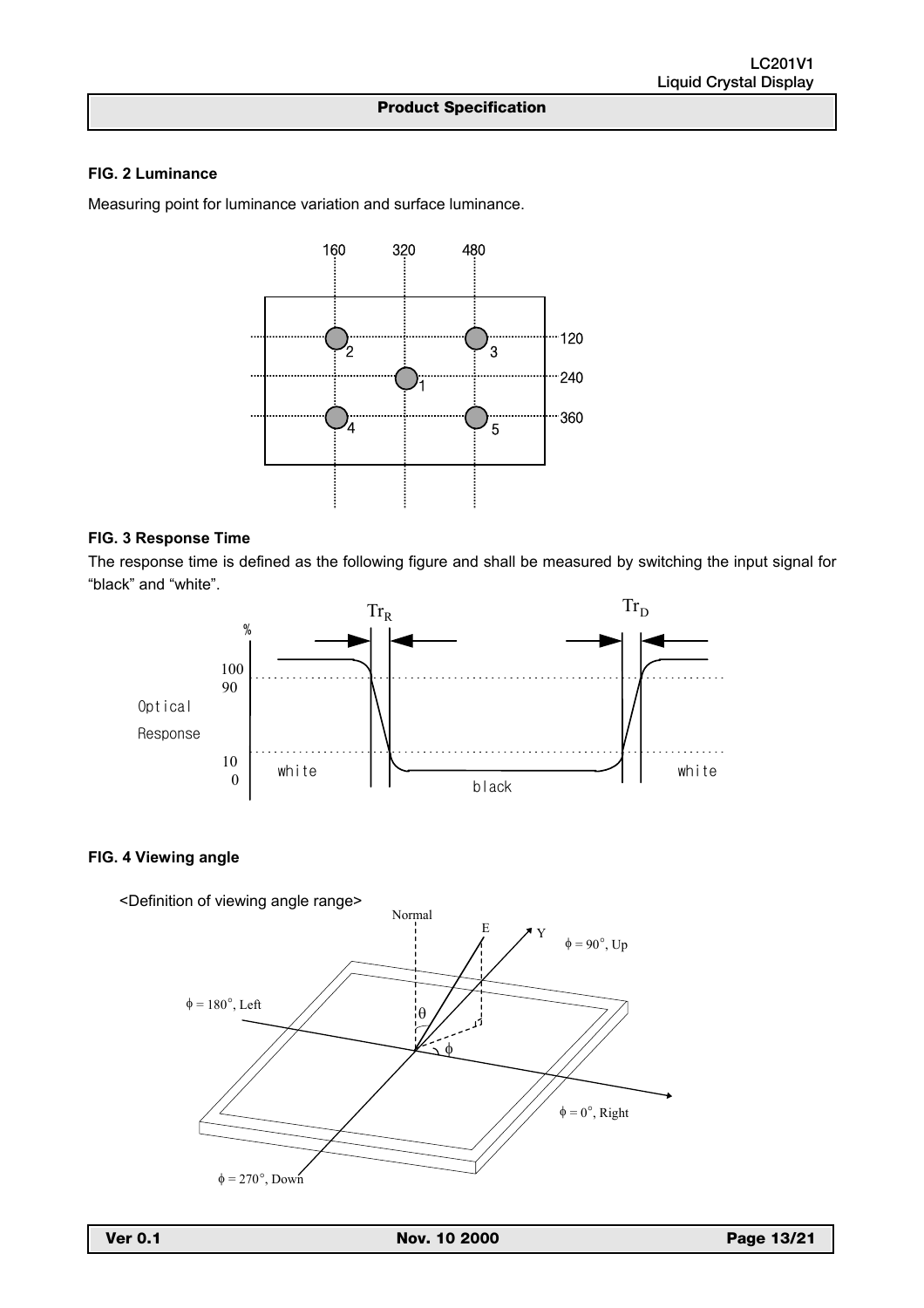**FIG. 2 Luminance**

Measuring point for luminance variation and surface luminance.

**FIG. 3 Response Time**

The response time is defined as the following figure and shall be measured by switching the input signal for "black" and "white".

**FIG. 4 Viewing angle**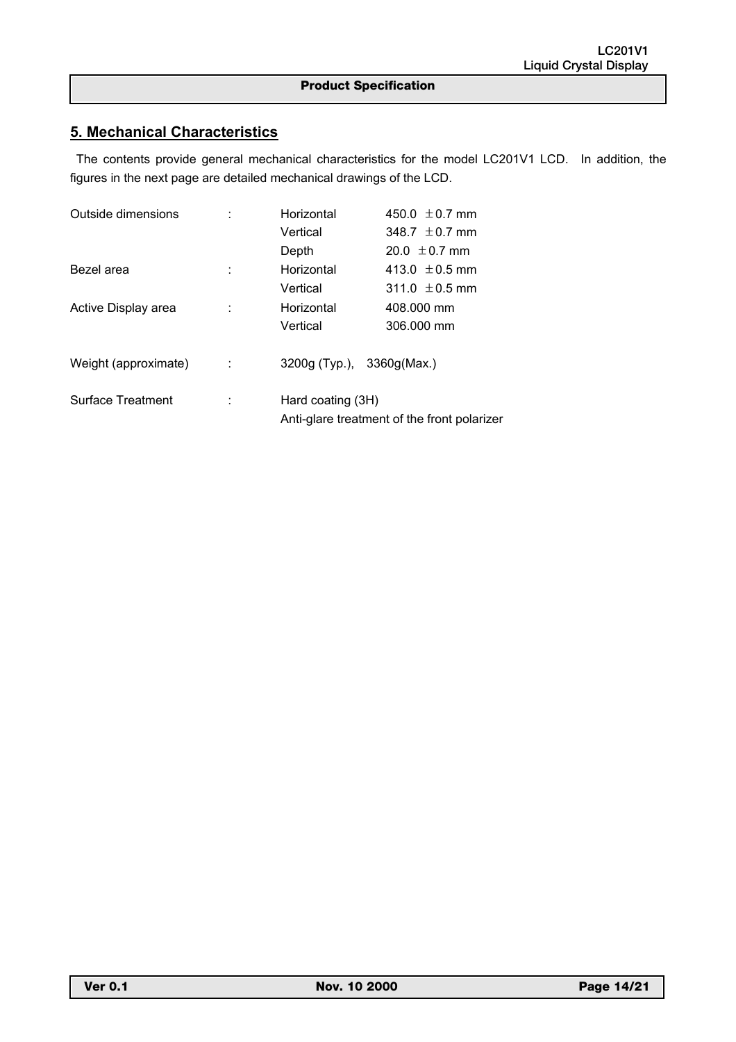## 5. Mechanical Characteristics

The contents provide general mechanical characteristics for the model LC201V1 LCD. In addition, the figures in the next page are detailed mechanical drawings of the LCD.

| | | | |
|---|---|---|---|
| Outside dimensions | : | Horizontal | 450.0 ±0.7 mm |
| | | Vertical | 348.7 ±0.7 mm |
| | | Depth | 20.0 ±0.7 mm |
| Bezel area | : | Horizontal | 413.0 ±0.5 mm |
| | | Vertical | 311.0 ±0.5 mm |
| Active Display area | : | Horizontal | 408.000 mm |
| | | Vertical | 306.000 mm |
| Weight (approximate) | : | 3200g (Typ.), 3360g(Max.) | |
| Surface Treatment | : | Hard coating (3H) | |
| | | Anti-glare treatment of the front polarizer | |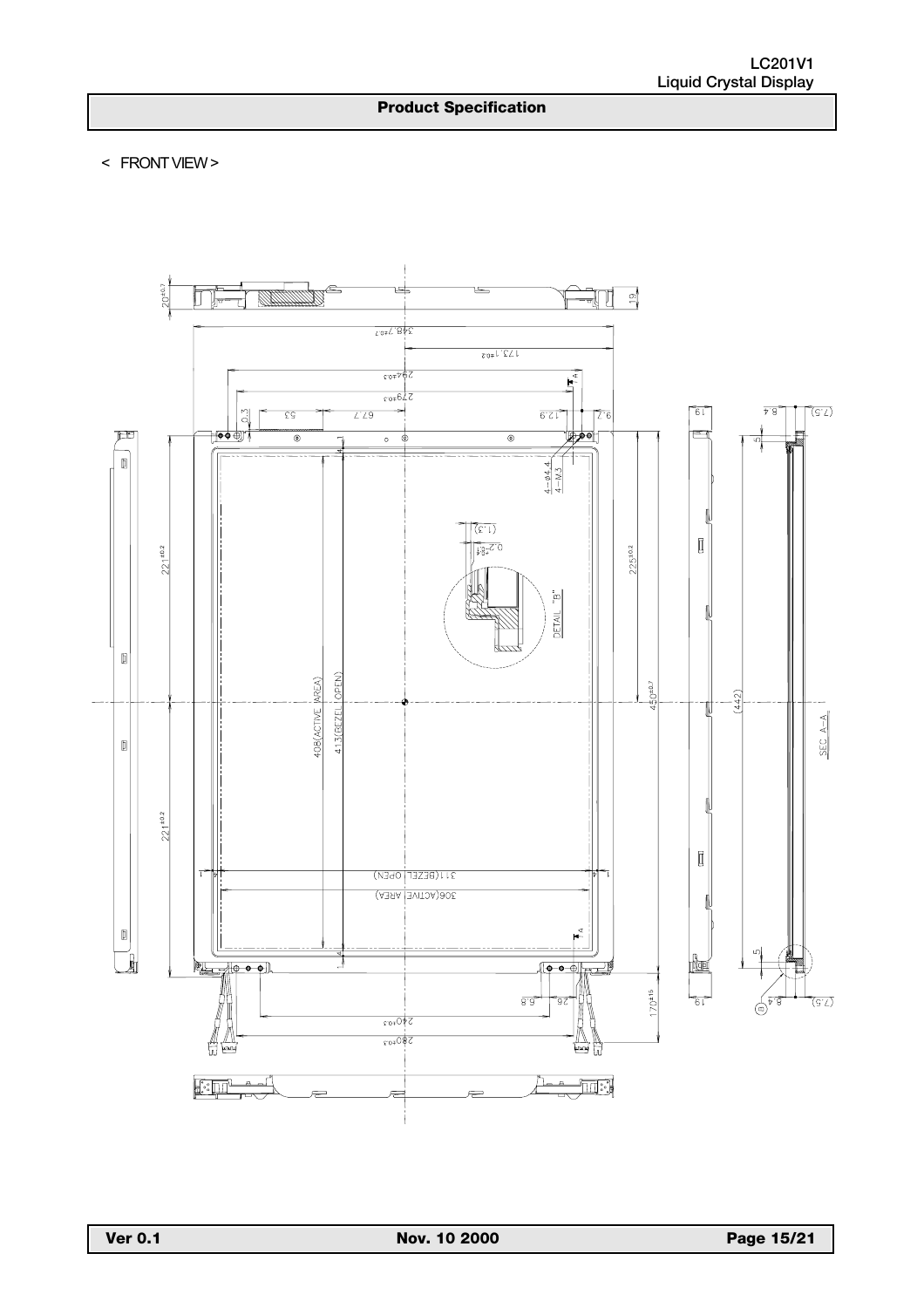## Product Specification

< FRONT VIEW >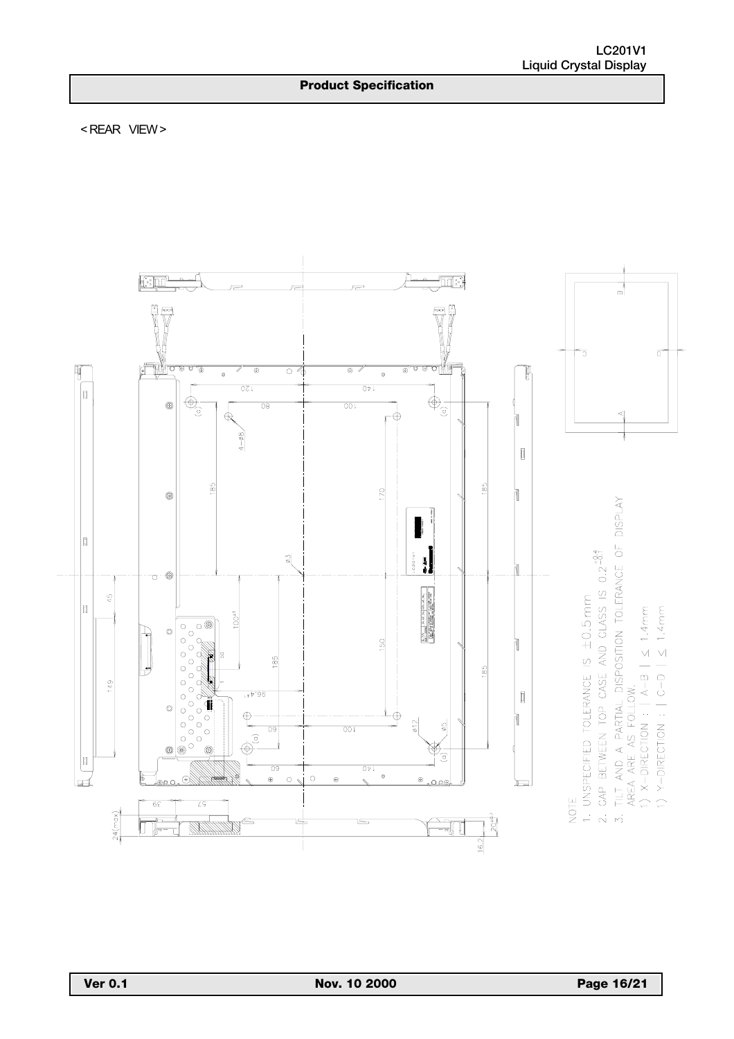< REAR VIEW >

NOTE

1. UNSPECIFIED TOLERANCE IS ±0.5mm
2. GAP BETWEEN TOP CASE AND CLASS IS $0.2^{+0.4}_{-0.1}$
3. TILT AND A PARTIAL DISPOSITION TOLERANCE OF DISPLAY AREA ARE AS FOLLOW.
   1) X-DIRECTION : | A-B | ≤ 1.4mm
   1) Y-DIRECTION : | C-D | ≤ 1.4mm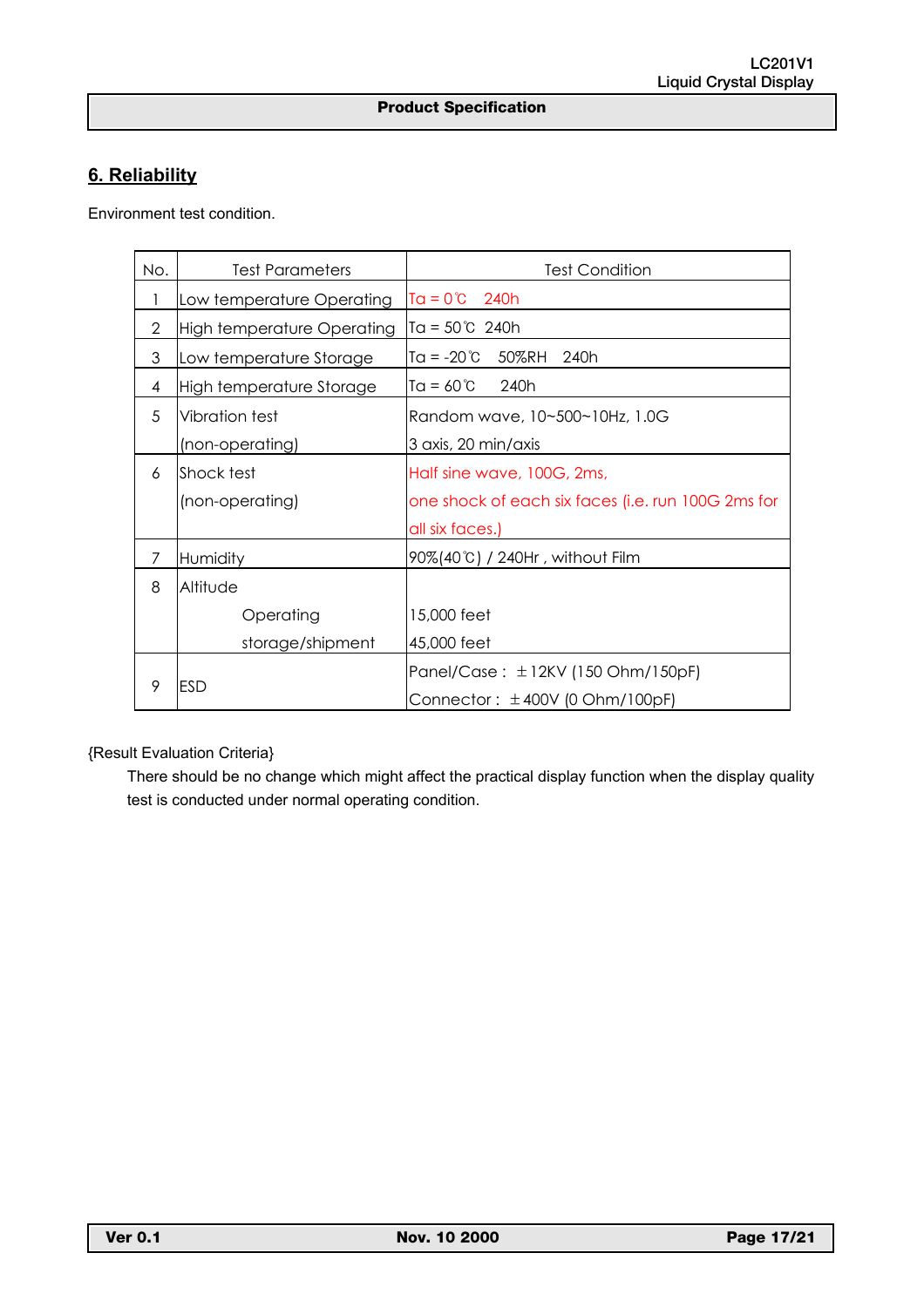## 6. Reliability

Environment test condition.

| No. | Test Parameters | Test Condition |
|---|---|---|
| 1 | Low temperature Operating | Ta = 0℃ 240h |
| 2 | High temperature Operating | Ta = 50℃ 240h |
| 3 | Low temperature Storage | Ta = -20℃ 50%RH 240h |
| 4 | High temperature Storage | Ta = 60℃ 240h |
| 5 | Vibration test (non-operating) | Random wave, 10~500~10Hz, 1.0G 3 axis, 20 min/axis |
| 6 | Shock test (non-operating) | Half sine wave, 100G, 2ms, one shock of each six faces (i.e. run 100G 2ms for all six faces.) |
| 7 | Humidity | 90%(40℃) / 240Hr , without Film |
| 8 | Altitude<br>Operating<br>storage/shipment | <br>15,000 feet<br>45,000 feet |
| 9 | ESD | Panel/Case : ±12KV (150 Ohm/150pF)<br>Connector : ±400V (0 Ohm/100pF) |

{Result Evaluation Criteria}

There should be no change which might affect the practical display function when the display quality test is conducted under normal operating condition.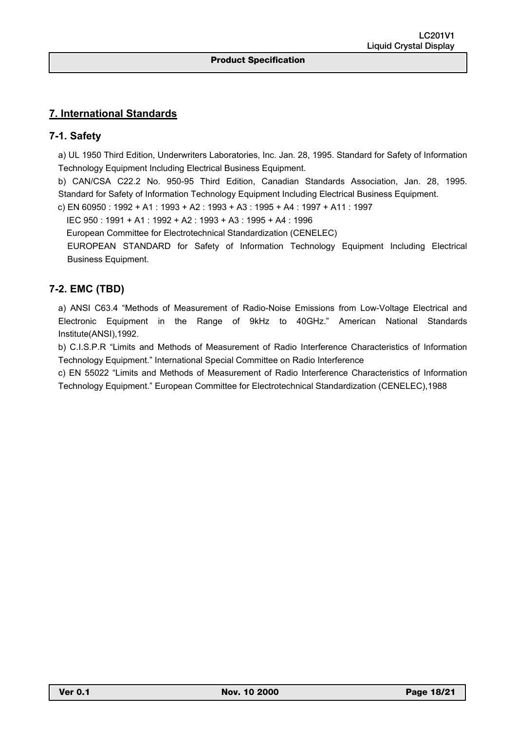## 7. International Standards

### 7-1. Safety

a) UL 1950 Third Edition, Underwriters Laboratories, Inc. Jan. 28, 1995. Standard for Safety of Information Technology Equipment Including Electrical Business Equipment.

b) CAN/CSA C22.2 No. 950-95 Third Edition, Canadian Standards Association, Jan. 28, 1995. Standard for Safety of Information Technology Equipment Including Electrical Business Equipment.

c) EN 60950 : 1992 + A1 : 1993 + A2 : 1993 + A3 : 1995 + A4 : 1997 + A11 : 1997
IEC 950 : 1991 + A1 : 1992 + A2 : 1993 + A3 : 1995 + A4 : 1996
European Committee for Electrotechnical Standardization (CENELEC)
EUROPEAN STANDARD for Safety of Information Technology Equipment Including Electrical Business Equipment.

### 7-2. EMC (TBD)

a) ANSI C63.4 "Methods of Measurement of Radio-Noise Emissions from Low-Voltage Electrical and Electronic Equipment in the Range of 9kHz to 40GHz." American National Standards Institute(ANSI),1992.

b) C.I.S.P.R "Limits and Methods of Measurement of Radio Interference Characteristics of Information Technology Equipment." International Special Committee on Radio Interference

c) EN 55022 "Limits and Methods of Measurement of Radio Interference Characteristics of Information Technology Equipment." European Committee for Electrotechnical Standardization (CENELEC),1988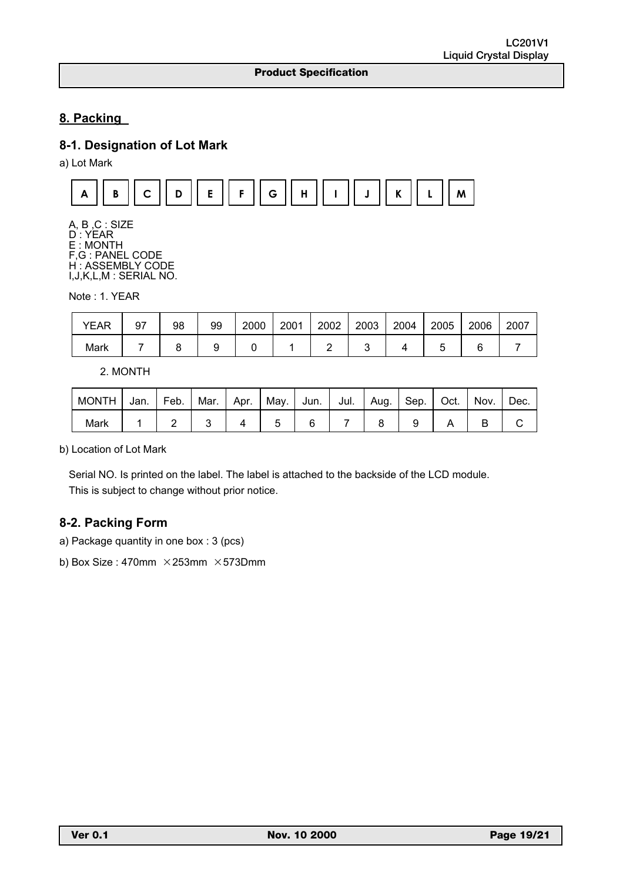## 8. Packing

### 8-1. Designation of Lot Mark

a) Lot Mark

| A | B | C | D | E | F | G | H | I | J | K | L | M |
|---|---|---|---|---|---|---|---|---|---|---|---|---|

A, B ,C : SIZE
D : YEAR
E : MONTH
F,G : PANEL CODE
H : ASSEMBLY CODE
I,J,K,L,M : SERIAL NO.

Note : 1. YEAR

| YEAR | 97 | 98 | 99 | 2000 | 2001 | 2002 | 2003 | 2004 | 2005 | 2006 | 2007 |
|---|---|---|---|---|---|---|---|---|---|---|---|
| Mark | 7 | 8 | 9 | 0 | 1 | 2 | 3 | 4 | 5 | 6 | 7 |

2. MONTH

| MONTH | Jan. | Feb. | Mar. | Apr. | May. | Jun. | Jul. | Aug. | Sep. | Oct. | Nov. | Dec. |
|---|---|---|---|---|---|---|---|---|---|---|---|---|
| Mark | 1 | 2 | 3 | 4 | 5 | 6 | 7 | 8 | 9 | A | B | C |

b) Location of Lot Mark

Serial NO. Is printed on the label. The label is attached to the backside of the LCD module.
This is subject to change without prior notice.

### 8-2. Packing Form

a) Package quantity in one box : 3 (pcs)

b) Box Size : 470mm ×253mm ×573Dmm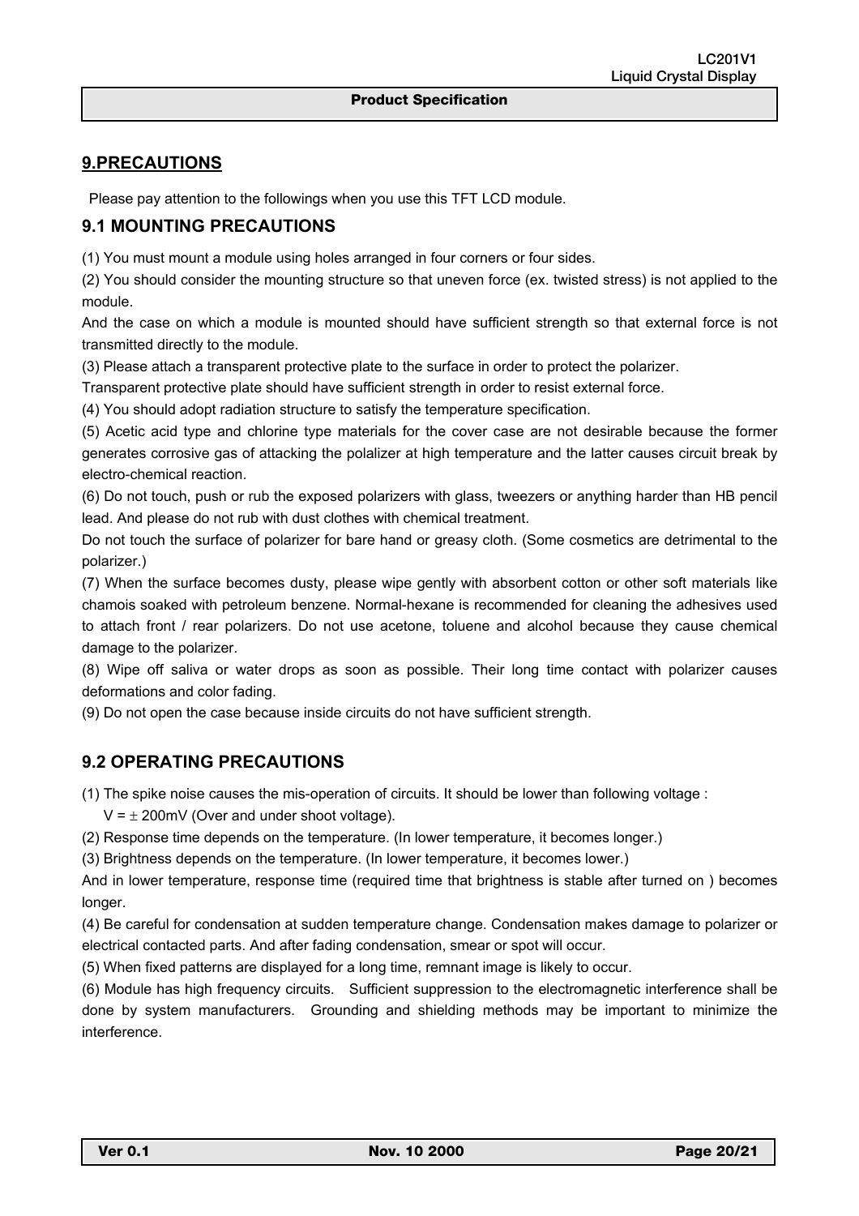## 9.PRECAUTIONS

Please pay attention to the followings when you use this TFT LCD module.

### 9.1 MOUNTING PRECAUTIONS

(1) You must mount a module using holes arranged in four corners or four sides.

(2) You should consider the mounting structure so that uneven force (ex. twisted stress) is not applied to the module.

And the case on which a module is mounted should have sufficient strength so that external force is not transmitted directly to the module.

(3) Please attach a transparent protective plate to the surface in order to protect the polarizer.

Transparent protective plate should have sufficient strength in order to resist external force.

(4) You should adopt radiation structure to satisfy the temperature specification.

(5) Acetic acid type and chlorine type materials for the cover case are not desirable because the former generates corrosive gas of attacking the polalizer at high temperature and the latter causes circuit break by electro-chemical reaction.

(6) Do not touch, push or rub the exposed polarizers with glass, tweezers or anything harder than HB pencil lead. And please do not rub with dust clothes with chemical treatment.

Do not touch the surface of polarizer for bare hand or greasy cloth. (Some cosmetics are detrimental to the polarizer.)

(7) When the surface becomes dusty, please wipe gently with absorbent cotton or other soft materials like chamois soaked with petroleum benzene. Normal-hexane is recommended for cleaning the adhesives used to attach front / rear polarizers. Do not use acetone, toluene and alcohol because they cause chemical damage to the polarizer.

(8) Wipe off saliva or water drops as soon as possible. Their long time contact with polarizer causes deformations and color fading.

(9) Do not open the case because inside circuits do not have sufficient strength.

### 9.2 OPERATING PRECAUTIONS

(1) The spike noise causes the mis-operation of circuits. It should be lower than following voltage :

$V = \pm$ 200mV (Over and under shoot voltage).

(2) Response time depends on the temperature. (In lower temperature, it becomes longer.)

(3) Brightness depends on the temperature. (In lower temperature, it becomes lower.)

And in lower temperature, response time (required time that brightness is stable after turned on ) becomes longer.

(4) Be careful for condensation at sudden temperature change. Condensation makes damage to polarizer or electrical contacted parts. And after fading condensation, smear or spot will occur.

(5) When fixed patterns are displayed for a long time, remnant image is likely to occur.

(6) Module has high frequency circuits. Sufficient suppression to the electromagnetic interference shall be done by system manufacturers. Grounding and shielding methods may be important to minimize the interference.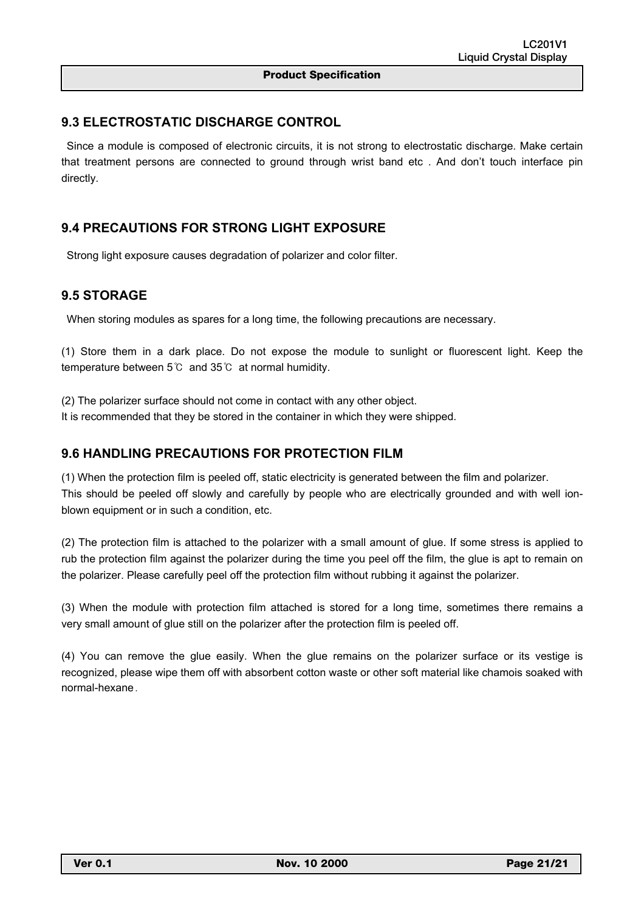## 9.3 ELECTROSTATIC DISCHARGE CONTROL

Since a module is composed of electronic circuits, it is not strong to electrostatic discharge. Make certain that treatment persons are connected to ground through wrist band etc . And don't touch interface pin directly.

## 9.4 PRECAUTIONS FOR STRONG LIGHT EXPOSURE

Strong light exposure causes degradation of polarizer and color filter.

## 9.5 STORAGE

When storing modules as spares for a long time, the following precautions are necessary.

(1) Store them in a dark place. Do not expose the module to sunlight or fluorescent light. Keep the temperature between 5℃ and 35℃ at normal humidity.

(2) The polarizer surface should not come in contact with any other object.
It is recommended that they be stored in the container in which they were shipped.

## 9.6 HANDLING PRECAUTIONS FOR PROTECTION FILM

(1) When the protection film is peeled off, static electricity is generated between the film and polarizer.
This should be peeled off slowly and carefully by people who are electrically grounded and with well ion-blown equipment or in such a condition, etc.

(2) The protection film is attached to the polarizer with a small amount of glue. If some stress is applied to rub the protection film against the polarizer during the time you peel off the film, the glue is apt to remain on the polarizer. Please carefully peel off the protection film without rubbing it against the polarizer.

(3) When the module with protection film attached is stored for a long time, sometimes there remains a very small amount of glue still on the polarizer after the protection film is peeled off.

(4) You can remove the glue easily. When the glue remains on the polarizer surface or its vestige is recognized, please wipe them off with absorbent cotton waste or other soft material like chamois soaked with normal-hexane.